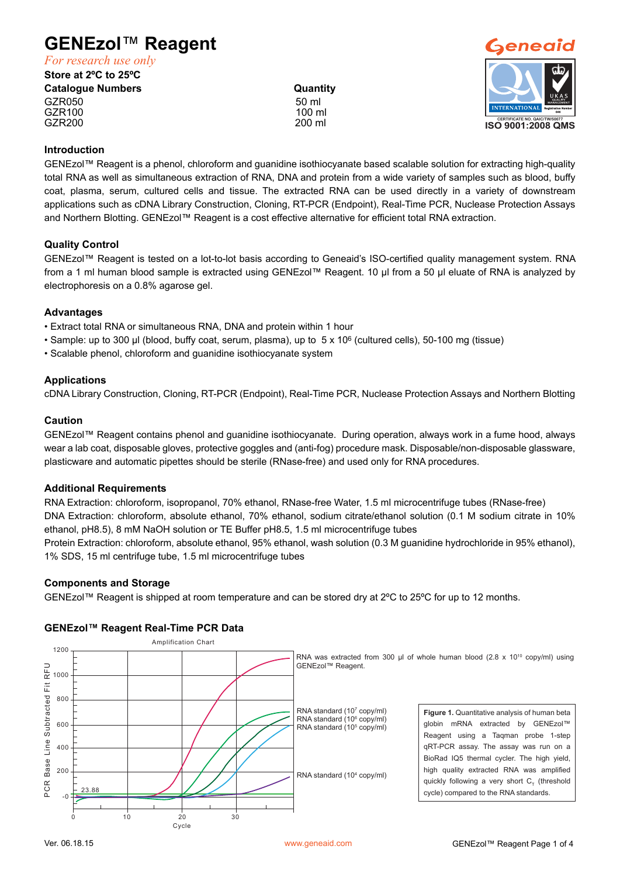# GENEzol™ Reagent

*For research use only*

**Store at 2ºC to 25ºC**

| Catalogue Numbers | Quantity |
|---|---|
| GZR050 | 50 ml |
| GZR100 | 100 ml |
| GZR200 | 200 ml |

ISO 9001:2008 QMS

## Introduction

GENEzol™ Reagent is a phenol, chloroform and guanidine isothiocyanate based scalable solution for extracting high-quality total RNA as well as simultaneous extraction of RNA, DNA and protein from a wide variety of samples such as blood, buffy coat, plasma, serum, cultured cells and tissue. The extracted RNA can be used directly in a variety of downstream applications such as cDNA Library Construction, Cloning, RT-PCR (Endpoint), Real-Time PCR, Nuclease Protection Assays and Northern Blotting. GENEzol™ Reagent is a cost effective alternative for efficient total RNA extraction.

## Quality Control

GENEzol™ Reagent is tested on a lot-to-lot basis according to Geneaid's ISO-certified quality management system. RNA from a 1 ml human blood sample is extracted using GENEzol™ Reagent. 10 µl from a 50 µl eluate of RNA is analyzed by electrophoresis on a 0.8% agarose gel.

## Advantages

- Extract total RNA or simultaneous RNA, DNA and protein within 1 hour
- Sample: up to 300 µl (blood, buffy coat, serum, plasma), up to $5 \times 10^6$ (cultured cells), 50-100 mg (tissue)
- Scalable phenol, chloroform and guanidine isothiocyanate system

## Applications

cDNA Library Construction, Cloning, RT-PCR (Endpoint), Real-Time PCR, Nuclease Protection Assays and Northern Blotting

## Caution

GENEzol™ Reagent contains phenol and guanidine isothiocyanate. During operation, always work in a fume hood, always wear a lab coat, disposable gloves, protective goggles and (anti-fog) procedure mask. Disposable/non-disposable glassware, plasticware and automatic pipettes should be sterile (RNase-free) and used only for RNA procedures.

## Additional Requirements

RNA Extraction: chloroform, isopropanol, 70% ethanol, RNase-free Water, 1.5 ml microcentrifuge tubes (RNase-free)

DNA Extraction: chloroform, absolute ethanol, 70% ethanol, sodium citrate/ethanol solution (0.1 M sodium citrate in 10% ethanol, pH8.5), 8 mM NaOH solution or TE Buffer pH8.5, 1.5 ml microcentrifuge tubes

Protein Extraction: chloroform, absolute ethanol, 95% ethanol, wash solution (0.3 M guanidine hydrochloride in 95% ethanol), 1% SDS, 15 ml centrifuge tube, 1.5 ml microcentrifuge tubes

## Components and Storage

GENEzol™ Reagent is shipped at room temperature and can be stored dry at 2ºC to 25ºC for up to 12 months.

## GENEzol™ Reagent Real-Time PCR Data

Amplification Chart (y-axis: PCR Base Line Subtracted Fit RFU; x-axis: Cycle; threshold 23.88)

- RNA was extracted from 300 µl of whole human blood ($2.8 \times 10^{10}$ copy/ml) using GENEzol™ Reagent.
- RNA standard ($10^7$ copy/ml)
- RNA standard ($10^6$ copy/ml)
- RNA standard ($10^5$ copy/ml)
- RNA standard ($10^4$ copy/ml)

**Figure 1.** Quantitative analysis of human beta globin mRNA extracted by GENEzol™ Reagent using a Taqman probe 1-step qRT-PCR assay. The assay was run on a BioRad IQ5 thermal cycler. The high yield, high quality extracted RNA was amplified quickly following a very short $C_T$ (threshold cycle) compared to the RNA standards.

Ver. 06.18.15 www.geneaid.com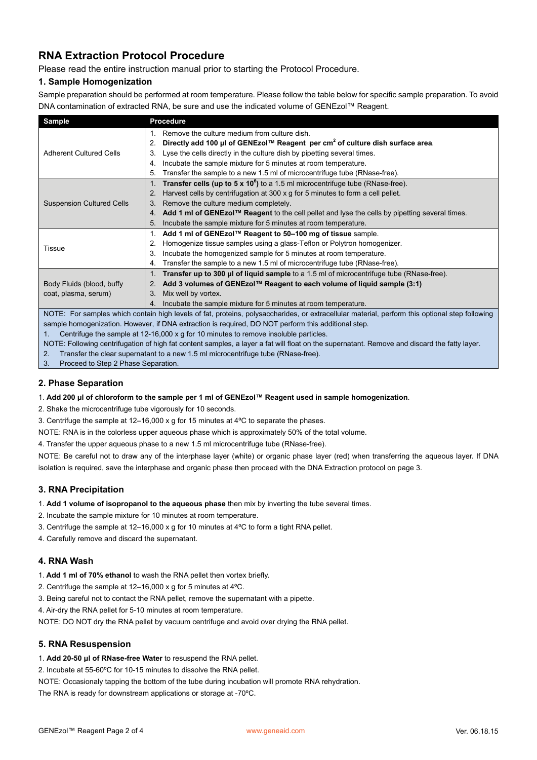## RNA Extraction Protocol Procedure

Please read the entire instruction manual prior to starting the Protocol Procedure.

### 1. Sample Homogenization

Sample preparation should be performed at room temperature. Please follow the table below for specific sample preparation. To avoid DNA contamination of extracted RNA, be sure and use the indicated volume of GENEzol™ Reagent.

| Sample | Procedure |
|---|---|
| Adherent Cultured Cells | 1. Remove the culture medium from culture dish.<br>2. **Directly add 100 µl of GENEzol™ Reagent per cm$^2$ of culture dish surface area**.<br>3. Lyse the cells directly in the culture dish by pipetting several times.<br>4. Incubate the sample mixture for 5 minutes at room temperature.<br>5. Transfer the sample to a new 1.5 ml of microcentrifuge tube (RNase-free). |
| Suspension Cultured Cells | 1. **Transfer cells (up to 5 x $10^6$)** to a 1.5 ml microcentrifuge tube (RNase-free).<br>2. Harvest cells by centrifugation at 300 x g for 5 minutes to form a cell pellet.<br>3. Remove the culture medium completely.<br>4. **Add 1 ml of GENEzol™ Reagent** to the cell pellet and lyse the cells by pipetting several times.<br>5. Incubate the sample mixture for 5 minutes at room temperature. |
| Tissue | 1. **Add 1 ml of GENEzol™ Reagent to 50–100 mg of tissue** sample.<br>2. Homogenize tissue samples using a glass-Teflon or Polytron homogenizer.<br>3. Incubate the homogenized sample for 5 minutes at room temperature.<br>4. Transfer the sample to a new 1.5 ml of microcentrifuge tube (RNase-free). |
| Body Fluids (blood, buffy coat, plasma, serum) | 1. **Transfer up to 300 µl of liquid sample** to a 1.5 ml of microcentrifuge tube (RNase-free).<br>2. **Add 3 volumes of GENEzol™ Reagent to each volume of liquid sample (3:1)**<br>3. Mix well by vortex.<br>4. Incubate the sample mixture for 5 minutes at room temperature. |

NOTE: For samples which contain high levels of fat, proteins, polysaccharides, or extracellular material, perform this optional step following sample homogenization. However, if DNA extraction is required, DO NOT perform this additional step.

1. Centrifuge the sample at 12-16,000 x g for 10 minutes to remove insoluble particles.

NOTE: Following centrifugation of high fat content samples, a layer a fat will float on the supernatant. Remove and discard the fatty layer.

2. Transfer the clear supernatant to a new 1.5 ml microcentrifuge tube (RNase-free).
3. Proceed to Step 2 Phase Separation.

### 2. Phase Separation

1. **Add 200 µl of chloroform to the sample per 1 ml of GENEzol™ Reagent used in sample homogenization**.
2. Shake the microcentrifuge tube vigorously for 10 seconds.
3. Centrifuge the sample at 12–16,000 x g for 15 minutes at 4ºC to separate the phases.

NOTE: RNA is in the colorless upper aqueous phase which is approximately 50% of the total volume.

4. Transfer the upper aqueous phase to a new 1.5 ml microcentrifuge tube (RNase-free).

NOTE: Be careful not to draw any of the interphase layer (white) or organic phase layer (red) when transferring the aqueous layer. If DNA isolation is required, save the interphase and organic phase then proceed with the DNA Extraction protocol on page 3.

### 3. RNA Precipitation

1. **Add 1 volume of isopropanol to the aqueous phase** then mix by inverting the tube several times.
2. Incubate the sample mixture for 10 minutes at room temperature.
3. Centrifuge the sample at 12–16,000 x g for 10 minutes at 4ºC to form a tight RNA pellet.
4. Carefully remove and discard the supernatant.

### 4. RNA Wash

1. **Add 1 ml of 70% ethanol** to wash the RNA pellet then vortex briefly.
2. Centrifuge the sample at 12–16,000 x g for 5 minutes at 4ºC.
3. Being careful not to contact the RNA pellet, remove the supernatant with a pipette.
4. Air-dry the RNA pellet for 5-10 minutes at room temperature.

NOTE: DO NOT dry the RNA pellet by vacuum centrifuge and avoid over drying the RNA pellet.

### 5. RNA Resuspension

1. **Add 20-50 µl of RNase-free Water** to resuspend the RNA pellet.
2. Incubate at 55-60ºC for 10-15 minutes to dissolve the RNA pellet.

NOTE: Occasionaly tapping the bottom of the tube during incubation will promote RNA rehydration.

The RNA is ready for downstream applications or storage at -70ºC.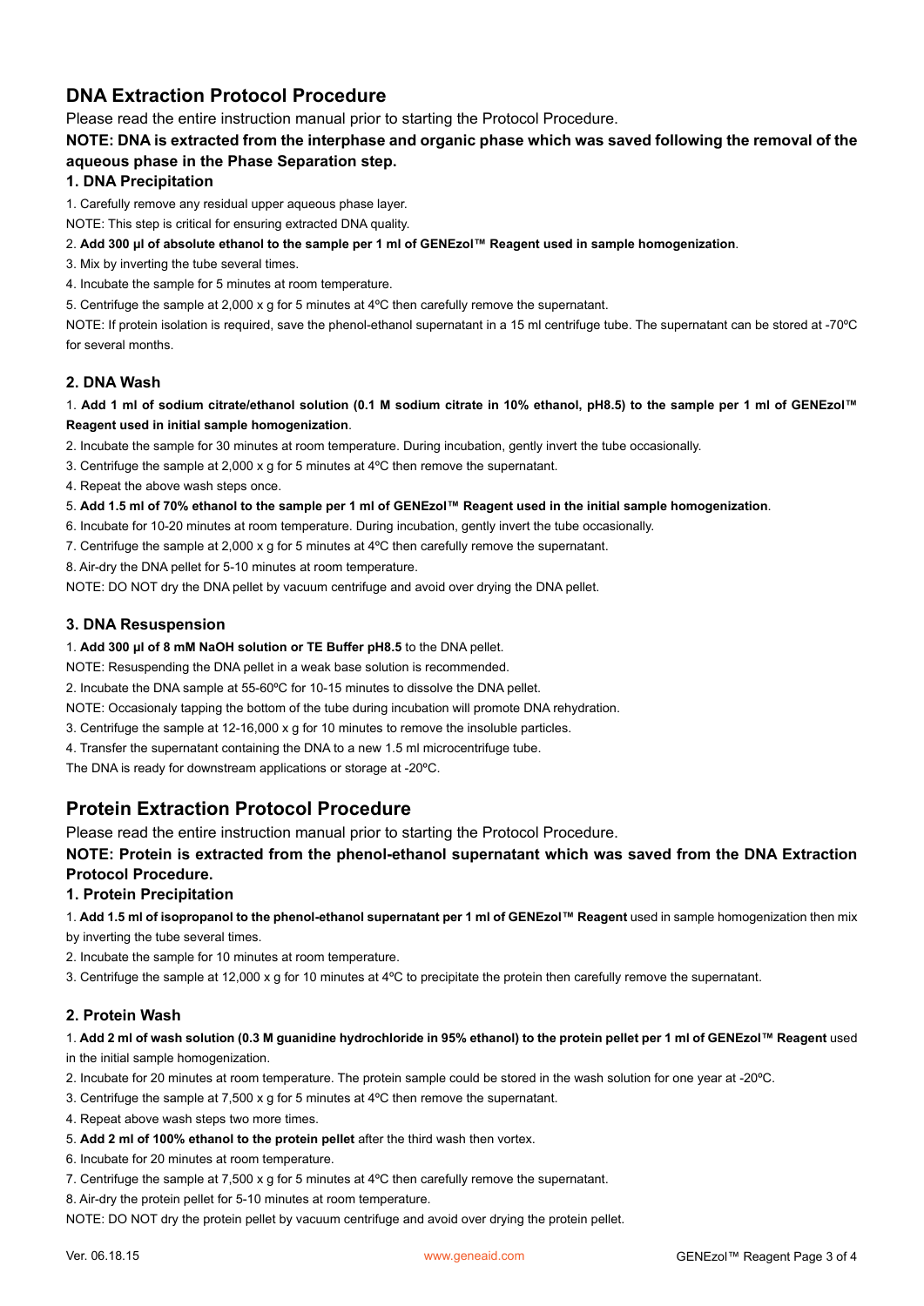## DNA Extraction Protocol Procedure

Please read the entire instruction manual prior to starting the Protocol Procedure.

**NOTE: DNA is extracted from the interphase and organic phase which was saved following the removal of the aqueous phase in the Phase Separation step.**

### 1. DNA Precipitation

1. Carefully remove any residual upper aqueous phase layer.

NOTE: This step is critical for ensuring extracted DNA quality.

2. **Add 300 µl of absolute ethanol to the sample per 1 ml of GENEzol™ Reagent used in sample homogenization**.
3. Mix by inverting the tube several times.
4. Incubate the sample for 5 minutes at room temperature.
5. Centrifuge the sample at 2,000 x g for 5 minutes at 4ºC then carefully remove the supernatant.

NOTE: If protein isolation is required, save the phenol-ethanol supernatant in a 15 ml centrifuge tube. The supernatant can be stored at -70ºC for several months.

### 2. DNA Wash

1. **Add 1 ml of sodium citrate/ethanol solution (0.1 M sodium citrate in 10% ethanol, pH8.5) to the sample per 1 ml of GENEzol™ Reagent used in initial sample homogenization**.
2. Incubate the sample for 30 minutes at room temperature. During incubation, gently invert the tube occasionally.
3. Centrifuge the sample at 2,000 x g for 5 minutes at 4ºC then remove the supernatant.
4. Repeat the above wash steps once.
5. **Add 1.5 ml of 70% ethanol to the sample per 1 ml of GENEzol™ Reagent used in the initial sample homogenization**.
6. Incubate for 10-20 minutes at room temperature. During incubation, gently invert the tube occasionally.
7. Centrifuge the sample at 2,000 x g for 5 minutes at 4ºC then carefully remove the supernatant.
8. Air-dry the DNA pellet for 5-10 minutes at room temperature.

NOTE: DO NOT dry the DNA pellet by vacuum centrifuge and avoid over drying the DNA pellet.

### 3. DNA Resuspension

1. **Add 300 µl of 8 mM NaOH solution or TE Buffer pH8.5** to the DNA pellet.

NOTE: Resuspending the DNA pellet in a weak base solution is recommended.

2. Incubate the DNA sample at 55-60ºC for 10-15 minutes to dissolve the DNA pellet.

NOTE: Occasionaly tapping the bottom of the tube during incubation will promote DNA rehydration.

3. Centrifuge the sample at 12-16,000 x g for 10 minutes to remove the insoluble particles.
4. Transfer the supernatant containing the DNA to a new 1.5 ml microcentrifuge tube.

The DNA is ready for downstream applications or storage at -20ºC.

## Protein Extraction Protocol Procedure

Please read the entire instruction manual prior to starting the Protocol Procedure.

**NOTE: Protein is extracted from the phenol-ethanol supernatant which was saved from the DNA Extraction Protocol Procedure.**

### 1. Protein Precipitation

1. **Add 1.5 ml of isopropanol to the phenol-ethanol supernatant per 1 ml of GENEzol™ Reagent** used in sample homogenization then mix by inverting the tube several times.
2. Incubate the sample for 10 minutes at room temperature.
3. Centrifuge the sample at 12,000 x g for 10 minutes at 4ºC to precipitate the protein then carefully remove the supernatant.

### 2. Protein Wash

1. **Add 2 ml of wash solution (0.3 M guanidine hydrochloride in 95% ethanol) to the protein pellet per 1 ml of GENEzol™ Reagent** used in the initial sample homogenization.
2. Incubate for 20 minutes at room temperature. The protein sample could be stored in the wash solution for one year at -20ºC.
3. Centrifuge the sample at 7,500 x g for 5 minutes at 4ºC then remove the supernatant.
4. Repeat above wash steps two more times.
5. **Add 2 ml of 100% ethanol to the protein pellet** after the third wash then vortex.
6. Incubate for 20 minutes at room temperature.
7. Centrifuge the sample at 7,500 x g for 5 minutes at 4ºC then carefully remove the supernatant.
8. Air-dry the protein pellet for 5-10 minutes at room temperature.

NOTE: DO NOT dry the protein pellet by vacuum centrifuge and avoid over drying the protein pellet.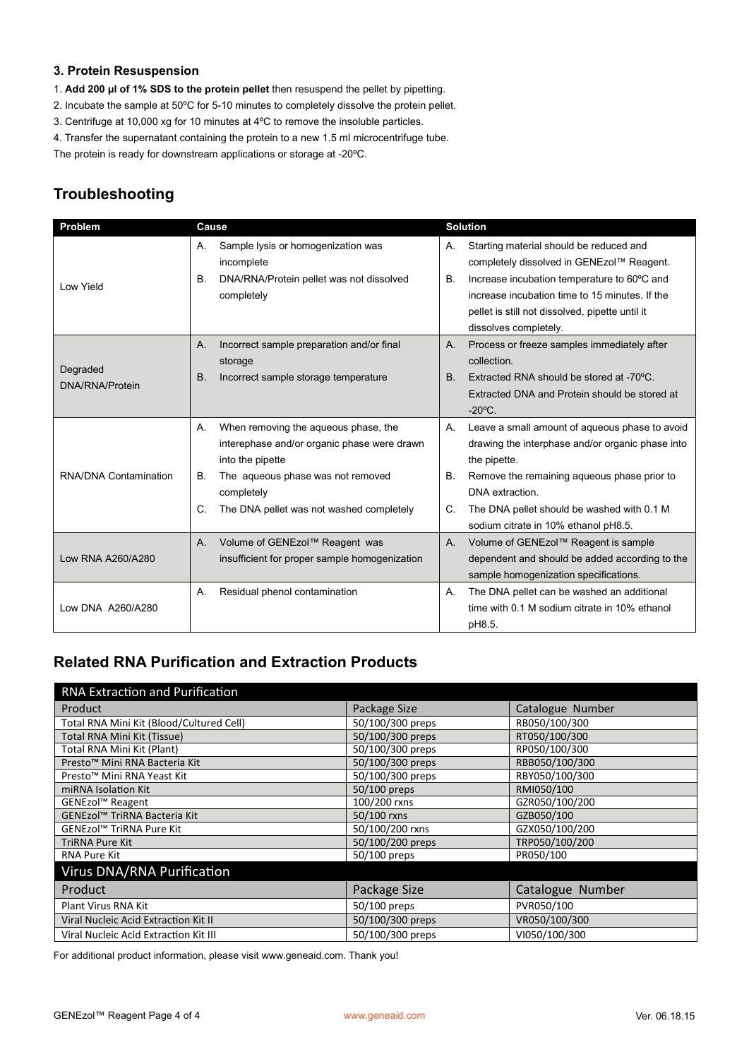### 3. Protein Resuspension

1. **Add 200 µl of 1% SDS to the protein pellet** then resuspend the pellet by pipetting.
2. Incubate the sample at 50ºC for 5-10 minutes to completely dissolve the protein pellet.
3. Centrifuge at 10,000 xg for 10 minutes at 4ºC to remove the insoluble particles.
4. Transfer the supernatant containing the protein to a new 1.5 ml microcentrifuge tube.

The protein is ready for downstream applications or storage at -20ºC.

## Troubleshooting

| Problem | Cause | Solution |
|---|---|---|
| Low Yield | A. Sample lysis or homogenization was incomplete<br>B. DNA/RNA/Protein pellet was not dissolved completely | A. Starting material should be reduced and completely dissolved in GENEzol™ Reagent.<br>B. Increase incubation temperature to 60ºC and increase incubation time to 15 minutes. If the pellet is still not dissolved, pipette until it dissolves completely. |
| Degraded DNA/RNA/Protein | A. Incorrect sample preparation and/or final storage<br>B. Incorrect sample storage temperature | A. Process or freeze samples immediately after collection.<br>B. Extracted RNA should be stored at -70ºC. Extracted DNA and Protein should be stored at -20ºC. |
| RNA/DNA Contamination | A. When removing the aqueous phase, the interphase and/or organic phase were drawn into the pipette<br>B. The aqueous phase was not removed completely<br>C. The DNA pellet was not washed completely | A. Leave a small amount of aqueous phase to avoid drawing the interphase and/or organic phase into the pipette.<br>B. Remove the remaining aqueous phase prior to DNA extraction.<br>C. The DNA pellet should be washed with 0.1 M sodium citrate in 10% ethanol pH8.5. |
| Low RNA A260/A280 | A. Volume of GENEzol™ Reagent was insufficient for proper sample homogenization | A. Volume of GENEzol™ Reagent is sample dependent and should be added according to the sample homogenization specifications. |
| Low DNA A260/A280 | A. Residual phenol contamination | A. The DNA pellet can be washed an additional time with 0.1 M sodium citrate in 10% ethanol pH8.5. |

## Related RNA Purification and Extraction Products

| RNA Extraction and Purification | | |
|---|---|---|
| Product | Package Size | Catalogue Number |
| Total RNA Mini Kit (Blood/Cultured Cell) | 50/100/300 preps | RB050/100/300 |
| Total RNA Mini Kit (Tissue) | 50/100/300 preps | RT050/100/300 |
| Total RNA Mini Kit (Plant) | 50/100/300 preps | RP050/100/300 |
| Presto™ Mini RNA Bacteria Kit | 50/100/300 preps | RBB050/100/300 |
| Presto™ Mini RNA Yeast Kit | 50/100/300 preps | RBY050/100/300 |
| miRNA Isolation Kit | 50/100 preps | RMI050/100 |
| GENEzol™ Reagent | 100/200 rxns | GZR050/100/200 |
| GENEzol™ TriRNA Bacteria Kit | 50/100 rxns | GZB050/100 |
| GENEzol™ TriRNA Pure Kit | 50/100/200 rxns | GZX050/100/200 |
| TriRNA Pure Kit | 50/100/200 preps | TRP050/100/200 |
| RNA Pure Kit | 50/100 preps | PR050/100 |
| **Virus DNA/RNA Purification** | | |
| Product | Package Size | Catalogue Number |
| Plant Virus RNA Kit | 50/100 preps | PVR050/100 |
| Viral Nucleic Acid Extraction Kit II | 50/100/300 preps | VR050/100/300 |
| Viral Nucleic Acid Extraction Kit III | 50/100/300 preps | VI050/100/300 |

For additional product information, please visit www.geneaid.com. Thank you!